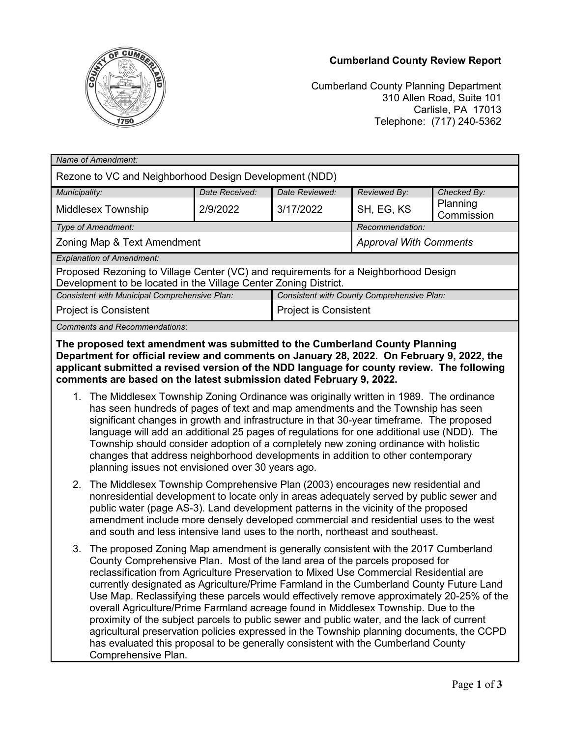**Cumberland County Review Report**

Cumberland County Planning Department
310 Allen Road, Suite 101
Carlisle, PA 17013
Telephone: (717) 240-5362

| *Name of Amendment:* | | | | |
|---|---|---|---|---|
| Rezone to VC and Neighborhood Design Development (NDD) | | | | |
| *Municipality:* | *Date Received:* | *Date Reviewed:* | *Reviewed By:* | *Checked By:* |
| Middlesex Township | 2/9/2022 | 3/17/2022 | SH, EG, KS | Planning Commission |
| *Type of Amendment:* | | | *Recommendation:* | |
| Zoning Map & Text Amendment | | | *Approval With Comments* | |
| *Explanation of Amendment:* | | | | |
| Proposed Rezoning to Village Center (VC) and requirements for a Neighborhood Design Development to be located in the Village Center Zoning District. | | | | |
| *Consistent with Municipal Comprehensive Plan:* | | *Consistent with County Comprehensive Plan:* | | |
| Project is Consistent | | Project is Consistent | | |

*Comments and Recommendations*:

**The proposed text amendment was submitted to the Cumberland County Planning Department for official review and comments on January 28, 2022. On February 9, 2022, the applicant submitted a revised version of the NDD language for county review. The following comments are based on the latest submission dated February 9, 2022.**

1. The Middlesex Township Zoning Ordinance was originally written in 1989. The ordinance has seen hundreds of pages of text and map amendments and the Township has seen significant changes in growth and infrastructure in that 30-year timeframe. The proposed language will add an additional 25 pages of regulations for one additional use (NDD). The Township should consider adoption of a completely new zoning ordinance with holistic changes that address neighborhood developments in addition to other contemporary planning issues not envisioned over 30 years ago.

2. The Middlesex Township Comprehensive Plan (2003) encourages new residential and nonresidential development to locate only in areas adequately served by public sewer and public water (page AS-3). Land development patterns in the vicinity of the proposed amendment include more densely developed commercial and residential uses to the west and south and less intensive land uses to the north, northeast and southeast.

3. The proposed Zoning Map amendment is generally consistent with the 2017 Cumberland County Comprehensive Plan. Most of the land area of the parcels proposed for reclassification from Agriculture Preservation to Mixed Use Commercial Residential are currently designated as Agriculture/Prime Farmland in the Cumberland County Future Land Use Map. Reclassifying these parcels would effectively remove approximately 20-25% of the overall Agriculture/Prime Farmland acreage found in Middlesex Township. Due to the proximity of the subject parcels to public sewer and public water, and the lack of current agricultural preservation policies expressed in the Township planning documents, the CCPD has evaluated this proposal to be generally consistent with the Cumberland County Comprehensive Plan.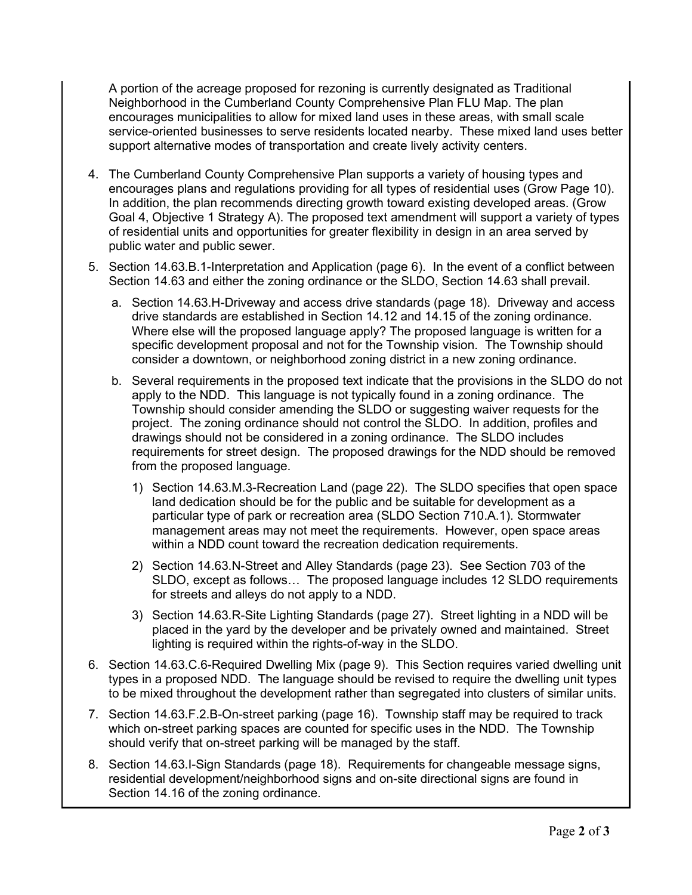A portion of the acreage proposed for rezoning is currently designated as Traditional Neighborhood in the Cumberland County Comprehensive Plan FLU Map. The plan encourages municipalities to allow for mixed land uses in these areas, with small scale service-oriented businesses to serve residents located nearby. These mixed land uses better support alternative modes of transportation and create lively activity centers.

4. The Cumberland County Comprehensive Plan supports a variety of housing types and encourages plans and regulations providing for all types of residential uses (Grow Page 10). In addition, the plan recommends directing growth toward existing developed areas. (Grow Goal 4, Objective 1 Strategy A). The proposed text amendment will support a variety of types of residential units and opportunities for greater flexibility in design in an area served by public water and public sewer.

5. Section 14.63.B.1-Interpretation and Application (page 6). In the event of a conflict between Section 14.63 and either the zoning ordinance or the SLDO, Section 14.63 shall prevail.

   a. Section 14.63.H-Driveway and access drive standards (page 18). Driveway and access drive standards are established in Section 14.12 and 14.15 of the zoning ordinance. Where else will the proposed language apply? The proposed language is written for a specific development proposal and not for the Township vision. The Township should consider a downtown, or neighborhood zoning district in a new zoning ordinance.

   b. Several requirements in the proposed text indicate that the provisions in the SLDO do not apply to the NDD. This language is not typically found in a zoning ordinance. The Township should consider amending the SLDO or suggesting waiver requests for the project. The zoning ordinance should not control the SLDO. In addition, profiles and drawings should not be considered in a zoning ordinance. The SLDO includes requirements for street design. The proposed drawings for the NDD should be removed from the proposed language.

      1) Section 14.63.M.3-Recreation Land (page 22). The SLDO specifies that open space land dedication should be for the public and be suitable for development as a particular type of park or recreation area (SLDO Section 710.A.1). Stormwater management areas may not meet the requirements. However, open space areas within a NDD count toward the recreation dedication requirements.

      2) Section 14.63.N-Street and Alley Standards (page 23). See Section 703 of the SLDO, except as follows… The proposed language includes 12 SLDO requirements for streets and alleys do not apply to a NDD.

      3) Section 14.63.R-Site Lighting Standards (page 27). Street lighting in a NDD will be placed in the yard by the developer and be privately owned and maintained. Street lighting is required within the rights-of-way in the SLDO.

6. Section 14.63.C.6-Required Dwelling Mix (page 9). This Section requires varied dwelling unit types in a proposed NDD. The language should be revised to require the dwelling unit types to be mixed throughout the development rather than segregated into clusters of similar units.

7. Section 14.63.F.2.B-On-street parking (page 16). Township staff may be required to track which on-street parking spaces are counted for specific uses in the NDD. The Township should verify that on-street parking will be managed by the staff.

8. Section 14.63.I-Sign Standards (page 18). Requirements for changeable message signs, residential development/neighborhood signs and on-site directional signs are found in Section 14.16 of the zoning ordinance.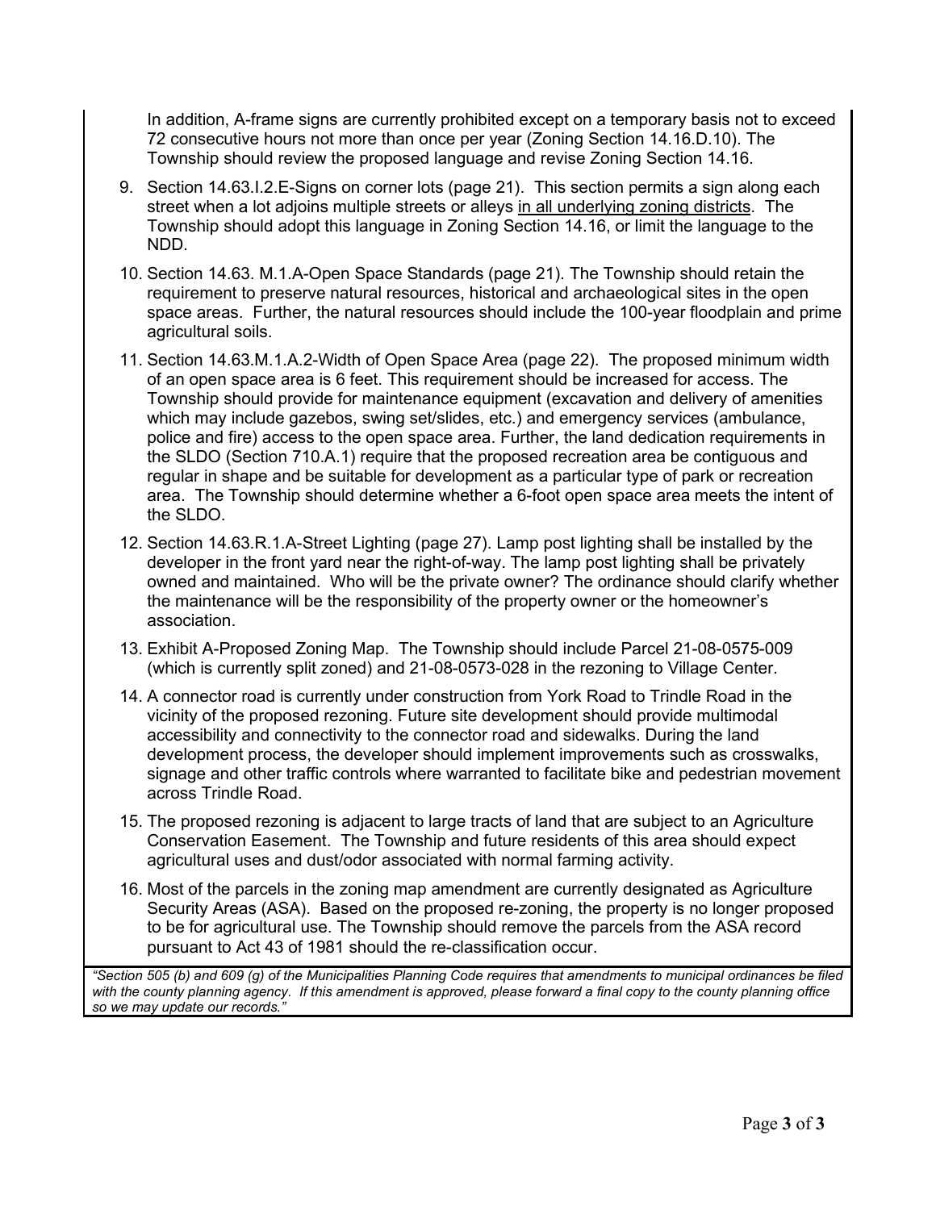In addition, A-frame signs are currently prohibited except on a temporary basis not to exceed 72 consecutive hours not more than once per year (Zoning Section 14.16.D.10). The Township should review the proposed language and revise Zoning Section 14.16.

9. Section 14.63.I.2.E-Signs on corner lots (page 21). This section permits a sign along each street when a lot adjoins multiple streets or alleys <u>in all underlying zoning districts</u>. The Township should adopt this language in Zoning Section 14.16, or limit the language to the NDD.

10. Section 14.63. M.1.A-Open Space Standards (page 21). The Township should retain the requirement to preserve natural resources, historical and archaeological sites in the open space areas. Further, the natural resources should include the 100-year floodplain and prime agricultural soils.

11. Section 14.63.M.1.A.2-Width of Open Space Area (page 22). The proposed minimum width of an open space area is 6 feet. This requirement should be increased for access. The Township should provide for maintenance equipment (excavation and delivery of amenities which may include gazebos, swing set/slides, etc.) and emergency services (ambulance, police and fire) access to the open space area. Further, the land dedication requirements in the SLDO (Section 710.A.1) require that the proposed recreation area be contiguous and regular in shape and be suitable for development as a particular type of park or recreation area. The Township should determine whether a 6-foot open space area meets the intent of the SLDO.

12. Section 14.63.R.1.A-Street Lighting (page 27). Lamp post lighting shall be installed by the developer in the front yard near the right-of-way. The lamp post lighting shall be privately owned and maintained. Who will be the private owner? The ordinance should clarify whether the maintenance will be the responsibility of the property owner or the homeowner's association.

13. Exhibit A-Proposed Zoning Map. The Township should include Parcel 21-08-0575-009 (which is currently split zoned) and 21-08-0573-028 in the rezoning to Village Center.

14. A connector road is currently under construction from York Road to Trindle Road in the vicinity of the proposed rezoning. Future site development should provide multimodal accessibility and connectivity to the connector road and sidewalks. During the land development process, the developer should implement improvements such as crosswalks, signage and other traffic controls where warranted to facilitate bike and pedestrian movement across Trindle Road.

15. The proposed rezoning is adjacent to large tracts of land that are subject to an Agriculture Conservation Easement. The Township and future residents of this area should expect agricultural uses and dust/odor associated with normal farming activity.

16. Most of the parcels in the zoning map amendment are currently designated as Agriculture Security Areas (ASA). Based on the proposed re-zoning, the property is no longer proposed to be for agricultural use. The Township should remove the parcels from the ASA record pursuant to Act 43 of 1981 should the re-classification occur.

*"Section 505 (b) and 609 (g) of the Municipalities Planning Code requires that amendments to municipal ordinances be filed with the county planning agency. If this amendment is approved, please forward a final copy to the county planning office so we may update our records."*